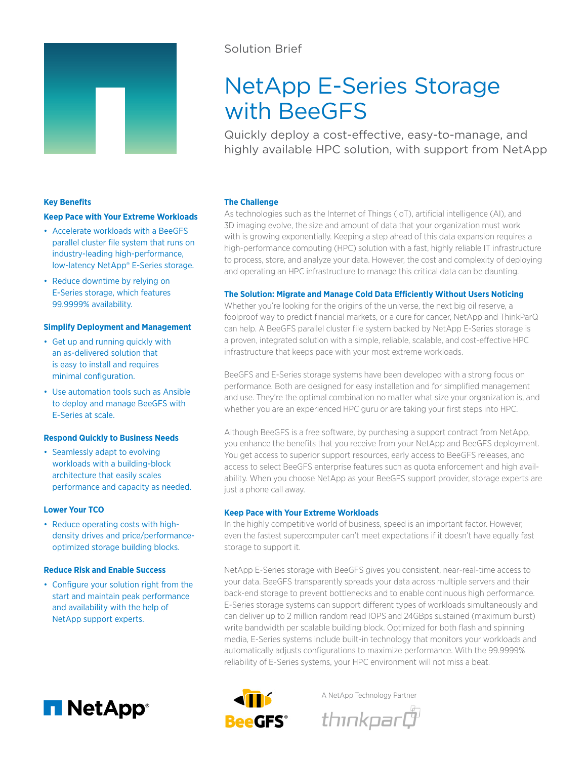Solution Brief

# NetApp E-Series Storage with BeeGFS

Quickly deploy a cost-effective, easy-to-manage, and highly available HPC solution, with support from NetApp

## The Challenge

As technologies such as the Internet of Things (IoT), artificial intelligence (AI), and 3D imaging evolve, the size and amount of data that your organization must work with is growing exponentially. Keeping a step ahead of this data expansion requires a high-performance computing (HPC) solution with a fast, highly reliable IT infrastructure to process, store, and analyze your data. However, the cost and complexity of deploying and operating an HPC infrastructure to manage this critical data can be daunting.

## The Solution: Migrate and Manage Cold Data Efficiently Without Users Noticing

Whether you're looking for the origins of the universe, the next big oil reserve, a foolproof way to predict financial markets, or a cure for cancer, NetApp and ThinkParQ can help. A BeeGFS parallel cluster file system backed by NetApp E-Series storage is a proven, integrated solution with a simple, reliable, scalable, and cost-effective HPC infrastructure that keeps pace with your most extreme workloads.

BeeGFS and E-Series storage systems have been developed with a strong focus on performance. Both are designed for easy installation and for simplified management and use. They're the optimal combination no matter what size your organization is, and whether you are an experienced HPC guru or are taking your first steps into HPC.

Although BeeGFS is a free software, by purchasing a support contract from NetApp, you enhance the benefits that you receive from your NetApp and BeeGFS deployment. You get access to superior support resources, early access to BeeGFS releases, and access to select BeeGFS enterprise features such as quota enforcement and high availability. When you choose NetApp as your BeeGFS support provider, storage experts are just a phone call away.

## Keep Pace with Your Extreme Workloads

In the highly competitive world of business, speed is an important factor. However, even the fastest supercomputer can't meet expectations if it doesn't have equally fast storage to support it.

NetApp E-Series storage with BeeGFS gives you consistent, near-real-time access to your data. BeeGFS transparently spreads your data across multiple servers and their back-end storage to prevent bottlenecks and to enable continuous high performance. E-Series storage systems can support different types of workloads simultaneously and can deliver up to 2 million random read IOPS and 24GBps sustained (maximum burst) write bandwidth per scalable building block. Optimized for both flash and spinning media, E-Series systems include built-in technology that monitors your workloads and automatically adjusts configurations to maximize performance. With the 99.9999% reliability of E-Series systems, your HPC environment will not miss a beat.

## Key Benefits

### Keep Pace with Your Extreme Workloads

- Accelerate workloads with a BeeGFS parallel cluster file system that runs on industry-leading high-performance, low-latency NetApp® E-Series storage.
- Reduce downtime by relying on E-Series storage, which features 99.9999% availability.

### Simplify Deployment and Management

- Get up and running quickly with an as-delivered solution that is easy to install and requires minimal configuration.
- Use automation tools such as Ansible to deploy and manage BeeGFS with E-Series at scale.

### Respond Quickly to Business Needs

- Seamlessly adapt to evolving workloads with a building-block architecture that easily scales performance and capacity as needed.

### Lower Your TCO

- Reduce operating costs with high-density drives and price/performance-optimized storage building blocks.

### Reduce Risk and Enable Success

- Configure your solution right from the start and maintain peak performance and availability with the help of NetApp support experts.

NetApp® BeeGFS® A NetApp Technology Partner thinkparQ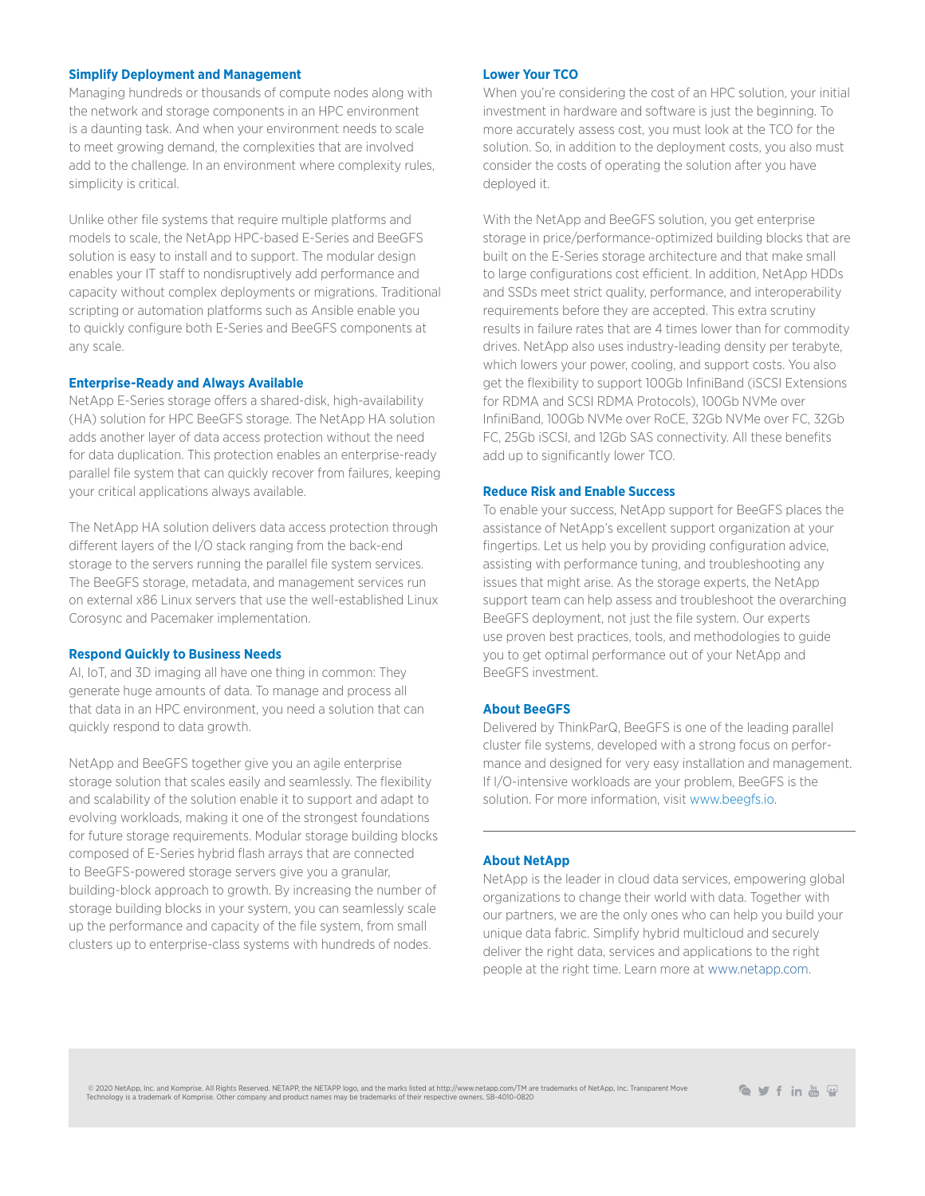## Simplify Deployment and Management

Managing hundreds or thousands of compute nodes along with the network and storage components in an HPC environment is a daunting task. And when your environment needs to scale to meet growing demand, the complexities that are involved add to the challenge. In an environment where complexity rules, simplicity is critical.

Unlike other file systems that require multiple platforms and models to scale, the NetApp HPC-based E-Series and BeeGFS solution is easy to install and to support. The modular design enables your IT staff to nondisruptively add performance and capacity without complex deployments or migrations. Traditional scripting or automation platforms such as Ansible enable you to quickly configure both E-Series and BeeGFS components at any scale.

## Enterprise-Ready and Always Available

NetApp E-Series storage offers a shared-disk, high-availability (HA) solution for HPC BeeGFS storage. The NetApp HA solution adds another layer of data access protection without the need for data duplication. This protection enables an enterprise-ready parallel file system that can quickly recover from failures, keeping your critical applications always available.

The NetApp HA solution delivers data access protection through different layers of the I/O stack ranging from the back-end storage to the servers running the parallel file system services. The BeeGFS storage, metadata, and management services run on external x86 Linux servers that use the well-established Linux Corosync and Pacemaker implementation.

## Respond Quickly to Business Needs

AI, IoT, and 3D imaging all have one thing in common: They generate huge amounts of data. To manage and process all that data in an HPC environment, you need a solution that can quickly respond to data growth.

NetApp and BeeGFS together give you an agile enterprise storage solution that scales easily and seamlessly. The flexibility and scalability of the solution enable it to support and adapt to evolving workloads, making it one of the strongest foundations for future storage requirements. Modular storage building blocks composed of E-Series hybrid flash arrays that are connected to BeeGFS-powered storage servers give you a granular, building-block approach to growth. By increasing the number of storage building blocks in your system, you can seamlessly scale up the performance and capacity of the file system, from small clusters up to enterprise-class systems with hundreds of nodes.

## Lower Your TCO

When you're considering the cost of an HPC solution, your initial investment in hardware and software is just the beginning. To more accurately assess cost, you must look at the TCO for the solution. So, in addition to the deployment costs, you also must consider the costs of operating the solution after you have deployed it.

With the NetApp and BeeGFS solution, you get enterprise storage in price/performance-optimized building blocks that are built on the E-Series storage architecture and that make small to large configurations cost efficient. In addition, NetApp HDDs and SSDs meet strict quality, performance, and interoperability requirements before they are accepted. This extra scrutiny results in failure rates that are 4 times lower than for commodity drives. NetApp also uses industry-leading density per terabyte, which lowers your power, cooling, and support costs. You also get the flexibility to support 100Gb InfiniBand (iSCSI Extensions for RDMA and SCSI RDMA Protocols), 100Gb NVMe over InfiniBand, 100Gb NVMe over RoCE, 32Gb NVMe over FC, 32Gb FC, 25Gb iSCSI, and 12Gb SAS connectivity. All these benefits add up to significantly lower TCO.

## Reduce Risk and Enable Success

To enable your success, NetApp support for BeeGFS places the assistance of NetApp's excellent support organization at your fingertips. Let us help you by providing configuration advice, assisting with performance tuning, and troubleshooting any issues that might arise. As the storage experts, the NetApp support team can help assess and troubleshoot the overarching BeeGFS deployment, not just the file system. Our experts use proven best practices, tools, and methodologies to guide you to get optimal performance out of your NetApp and BeeGFS investment.

## About BeeGFS

Delivered by ThinkParQ, BeeGFS is one of the leading parallel cluster file systems, developed with a strong focus on performance and designed for very easy installation and management. If I/O-intensive workloads are your problem, BeeGFS is the solution. For more information, visit www.beegfs.io.

---

## About NetApp

NetApp is the leader in cloud data services, empowering global organizations to change their world with data. Together with our partners, we are the only ones who can help you build your unique data fabric. Simplify hybrid multicloud and securely deliver the right data, services and applications to the right people at the right time. Learn more at www.netapp.com.

© 2020 NetApp, Inc. and Komprise. All Rights Reserved. NETAPP, the NETAPP logo, and the marks listed at http://www.netapp.com/TM are trademarks of NetApp, Inc. Transparent Move Technology is a trademark of Komprise. Other company and product names may be trademarks of their respective owners. SB-4010-0820